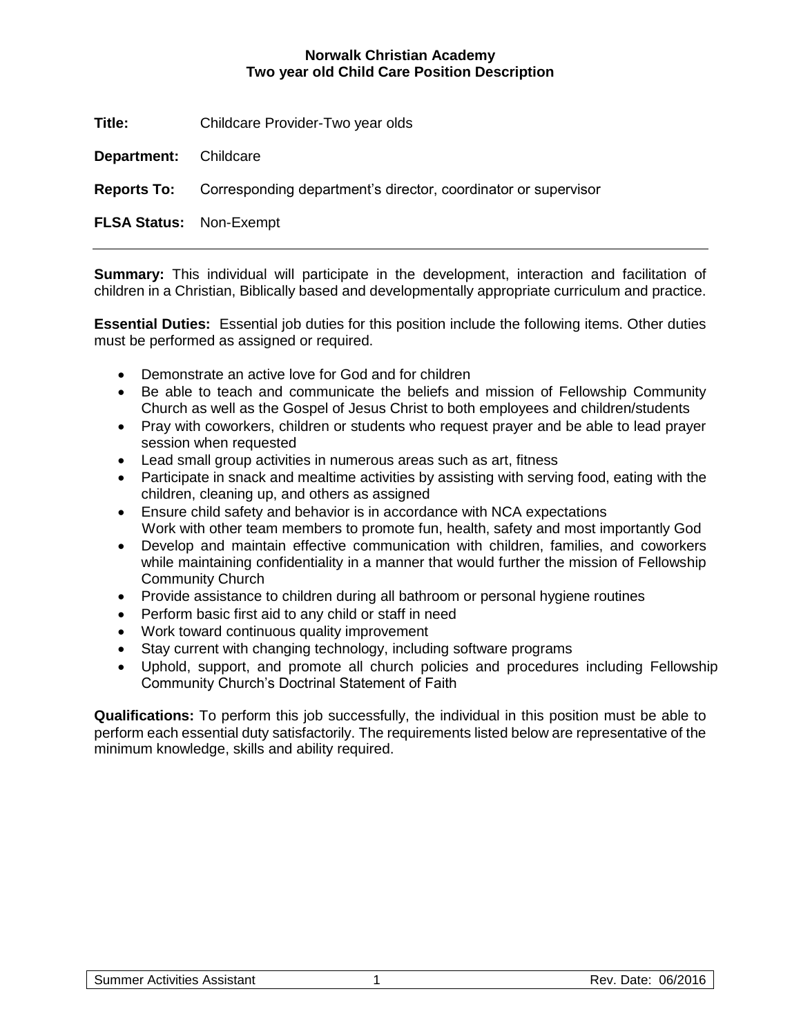# Norwalk Christian Academy
## Two year old Child Care Position Description

**Title:** Childcare Provider-Two year olds

**Department:** Childcare

**Reports To:** Corresponding department's director, coordinator or supervisor

**FLSA Status:** Non-Exempt

---

**Summary:** This individual will participate in the development, interaction and facilitation of children in a Christian, Biblically based and developmentally appropriate curriculum and practice.

**Essential Duties:** Essential job duties for this position include the following items. Other duties must be performed as assigned or required.

- Demonstrate an active love for God and for children
- Be able to teach and communicate the beliefs and mission of Fellowship Community Church as well as the Gospel of Jesus Christ to both employees and children/students
- Pray with coworkers, children or students who request prayer and be able to lead prayer session when requested
- Lead small group activities in numerous areas such as art, fitness
- Participate in snack and mealtime activities by assisting with serving food, eating with the children, cleaning up, and others as assigned
- Ensure child safety and behavior is in accordance with NCA expectations
  Work with other team members to promote fun, health, safety and most importantly God
- Develop and maintain effective communication with children, families, and coworkers while maintaining confidentiality in a manner that would further the mission of Fellowship Community Church
- Provide assistance to children during all bathroom or personal hygiene routines
- Perform basic first aid to any child or staff in need
- Work toward continuous quality improvement
- Stay current with changing technology, including software programs
- Uphold, support, and promote all church policies and procedures including Fellowship Community Church's Doctrinal Statement of Faith

**Qualifications:** To perform this job successfully, the individual in this position must be able to perform each essential duty satisfactorily. The requirements listed below are representative of the minimum knowledge, skills and ability required.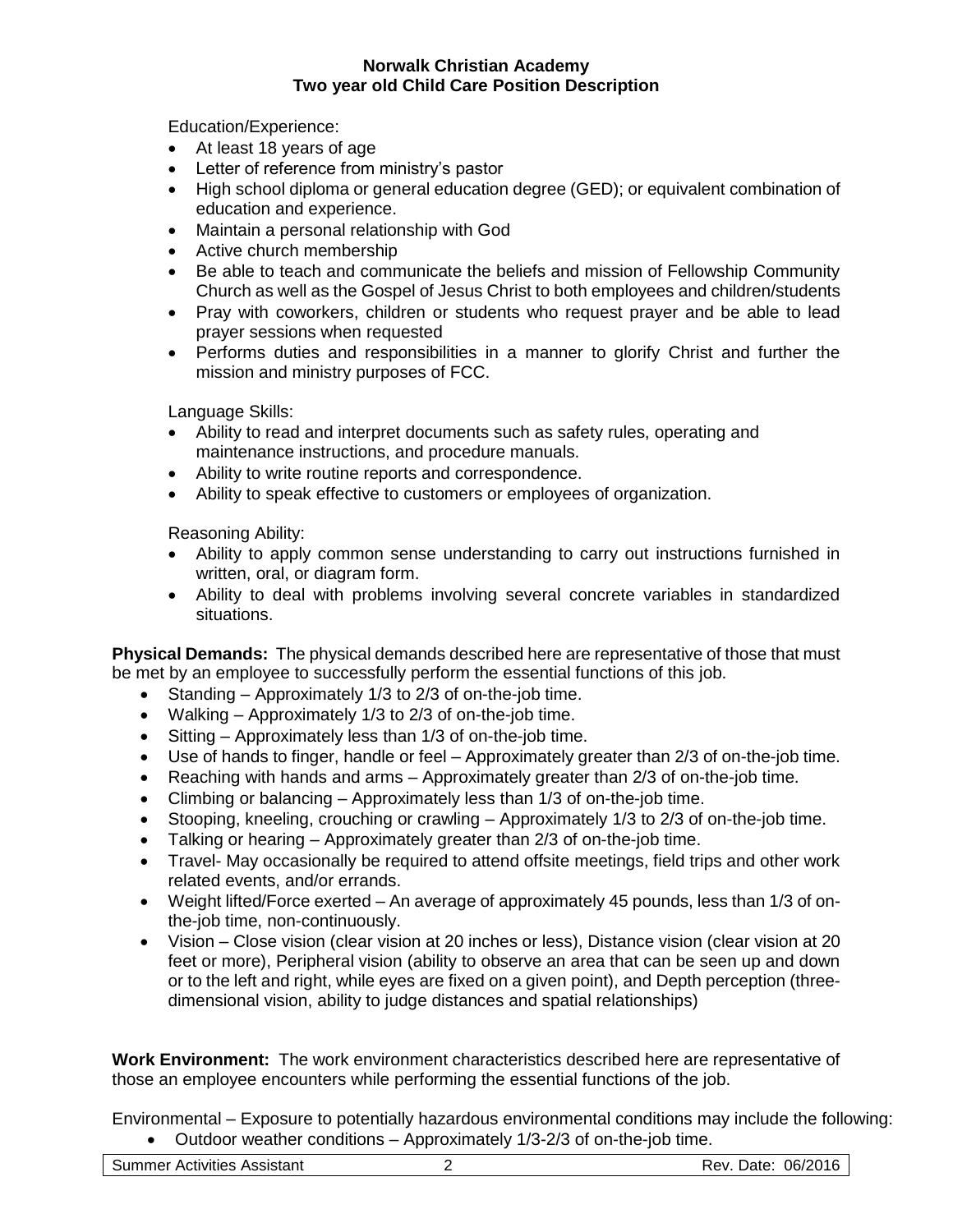Education/Experience:

- At least 18 years of age
- Letter of reference from ministry's pastor
- High school diploma or general education degree (GED); or equivalent combination of education and experience.
- Maintain a personal relationship with God
- Active church membership
- Be able to teach and communicate the beliefs and mission of Fellowship Community Church as well as the Gospel of Jesus Christ to both employees and children/students
- Pray with coworkers, children or students who request prayer and be able to lead prayer sessions when requested
- Performs duties and responsibilities in a manner to glorify Christ and further the mission and ministry purposes of FCC.

Language Skills:

- Ability to read and interpret documents such as safety rules, operating and maintenance instructions, and procedure manuals.
- Ability to write routine reports and correspondence.
- Ability to speak effective to customers or employees of organization.

Reasoning Ability:

- Ability to apply common sense understanding to carry out instructions furnished in written, oral, or diagram form.
- Ability to deal with problems involving several concrete variables in standardized situations.

**Physical Demands:** The physical demands described here are representative of those that must be met by an employee to successfully perform the essential functions of this job.

- Standing – Approximately 1/3 to 2/3 of on-the-job time.
- Walking – Approximately 1/3 to 2/3 of on-the-job time.
- Sitting – Approximately less than 1/3 of on-the-job time.
- Use of hands to finger, handle or feel – Approximately greater than 2/3 of on-the-job time.
- Reaching with hands and arms – Approximately greater than 2/3 of on-the-job time.
- Climbing or balancing – Approximately less than 1/3 of on-the-job time.
- Stooping, kneeling, crouching or crawling – Approximately 1/3 to 2/3 of on-the-job time.
- Talking or hearing – Approximately greater than 2/3 of on-the-job time.
- Travel- May occasionally be required to attend offsite meetings, field trips and other work related events, and/or errands.
- Weight lifted/Force exerted – An average of approximately 45 pounds, less than 1/3 of on-the-job time, non-continuously.
- Vision – Close vision (clear vision at 20 inches or less), Distance vision (clear vision at 20 feet or more), Peripheral vision (ability to observe an area that can be seen up and down or to the left and right, while eyes are fixed on a given point), and Depth perception (three-dimensional vision, ability to judge distances and spatial relationships)

**Work Environment:** The work environment characteristics described here are representative of those an employee encounters while performing the essential functions of the job.

Environmental – Exposure to potentially hazardous environmental conditions may include the following:

- Outdoor weather conditions – Approximately 1/3-2/3 of on-the-job time.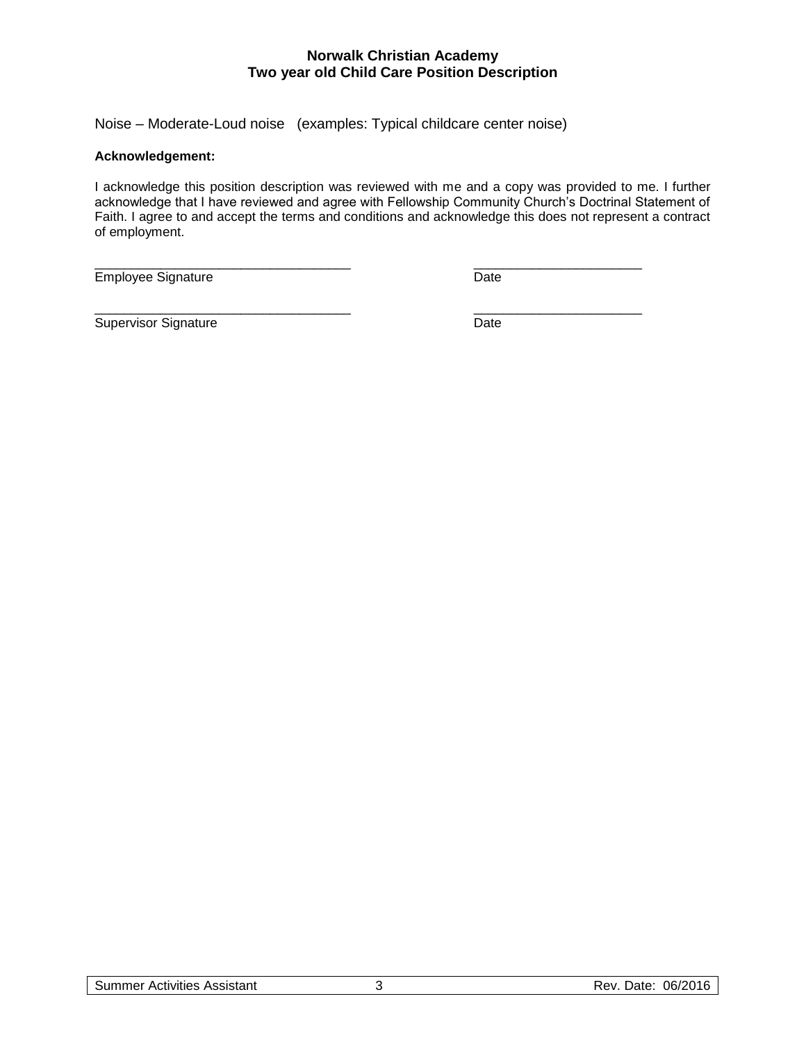Noise – Moderate-Loud noise (examples: Typical childcare center noise)

**Acknowledgement:**

I acknowledge this position description was reviewed with me and a copy was provided to me. I further acknowledge that I have reviewed and agree with Fellowship Community Church's Doctrinal Statement of Faith. I agree to and accept the terms and conditions and acknowledge this does not represent a contract of employment.

| | |
|---|---|
| ___________________________________ | _______________________ |
| Employee Signature | Date |
| ___________________________________ | _______________________ |
| Supervisor Signature | Date |